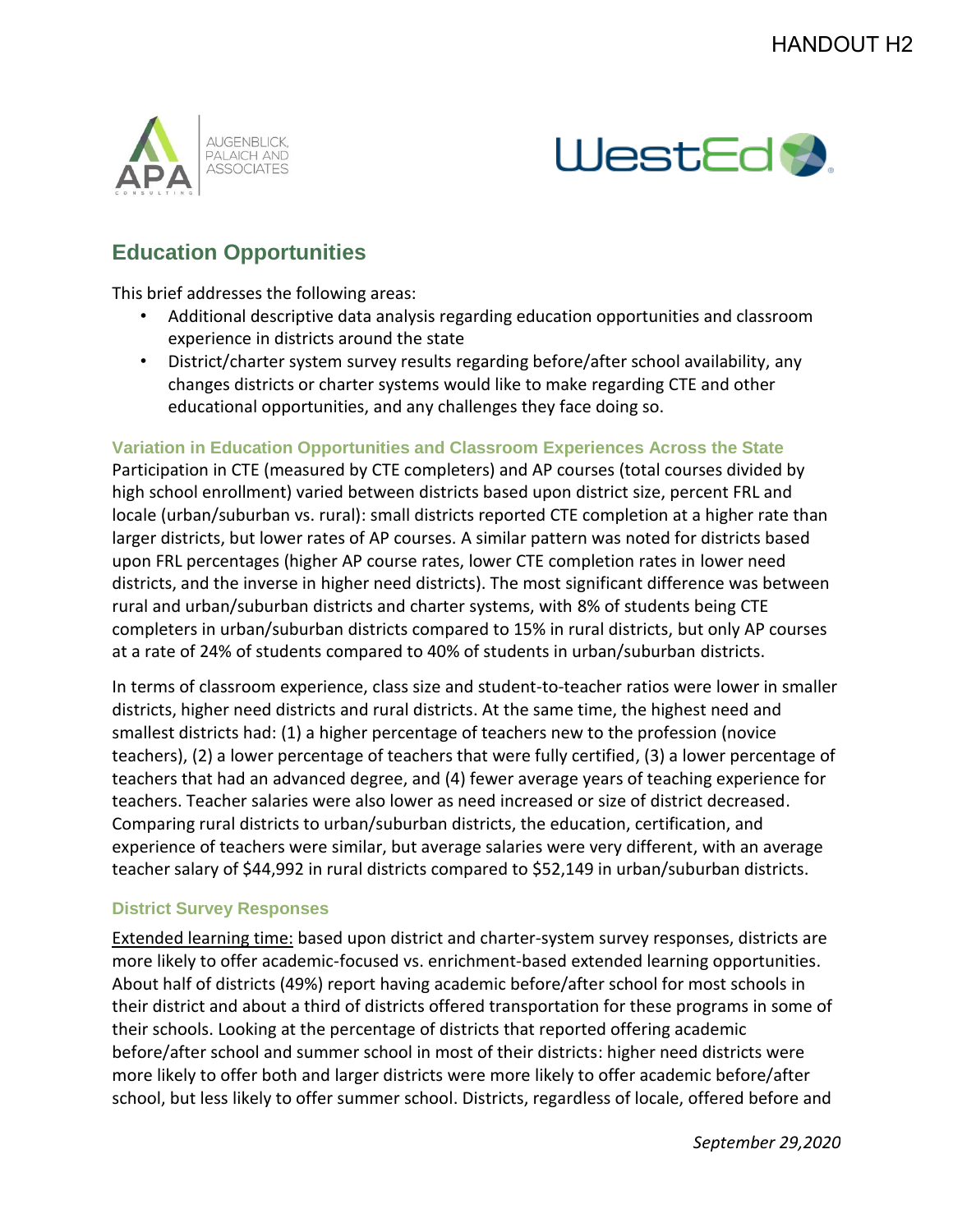HANDOUT H2

## Education Opportunities

This brief addresses the following areas:

- Additional descriptive data analysis regarding education opportunities and classroom experience in districts around the state
- District/charter system survey results regarding before/after school availability, any changes districts or charter systems would like to make regarding CTE and other educational opportunities, and any challenges they face doing so.

### Variation in Education Opportunities and Classroom Experiences Across the State

Participation in CTE (measured by CTE completers) and AP courses (total courses divided by high school enrollment) varied between districts based upon district size, percent FRL and locale (urban/suburban vs. rural): small districts reported CTE completion at a higher rate than larger districts, but lower rates of AP courses. A similar pattern was noted for districts based upon FRL percentages (higher AP course rates, lower CTE completion rates in lower need districts, and the inverse in higher need districts). The most significant difference was between rural and urban/suburban districts and charter systems, with 8% of students being CTE completers in urban/suburban districts compared to 15% in rural districts, but only AP courses at a rate of 24% of students compared to 40% of students in urban/suburban districts.

In terms of classroom experience, class size and student-to-teacher ratios were lower in smaller districts, higher need districts and rural districts. At the same time, the highest need and smallest districts had: (1) a higher percentage of teachers new to the profession (novice teachers), (2) a lower percentage of teachers that were fully certified, (3) a lower percentage of teachers that had an advanced degree, and (4) fewer average years of teaching experience for teachers. Teacher salaries were also lower as need increased or size of district decreased. Comparing rural districts to urban/suburban districts, the education, certification, and experience of teachers were similar, but average salaries were very different, with an average teacher salary of $44,992 in rural districts compared to $52,149 in urban/suburban districts.

### District Survey Responses

<u>Extended learning time:</u> based upon district and charter-system survey responses, districts are more likely to offer academic-focused vs. enrichment-based extended learning opportunities. About half of districts (49%) report having academic before/after school for most schools in their district and about a third of districts offered transportation for these programs in some of their schools. Looking at the percentage of districts that reported offering academic before/after school and summer school in most of their districts: higher need districts were more likely to offer both and larger districts were more likely to offer academic before/after school, but less likely to offer summer school. Districts, regardless of locale, offered before and

*September 29,2020*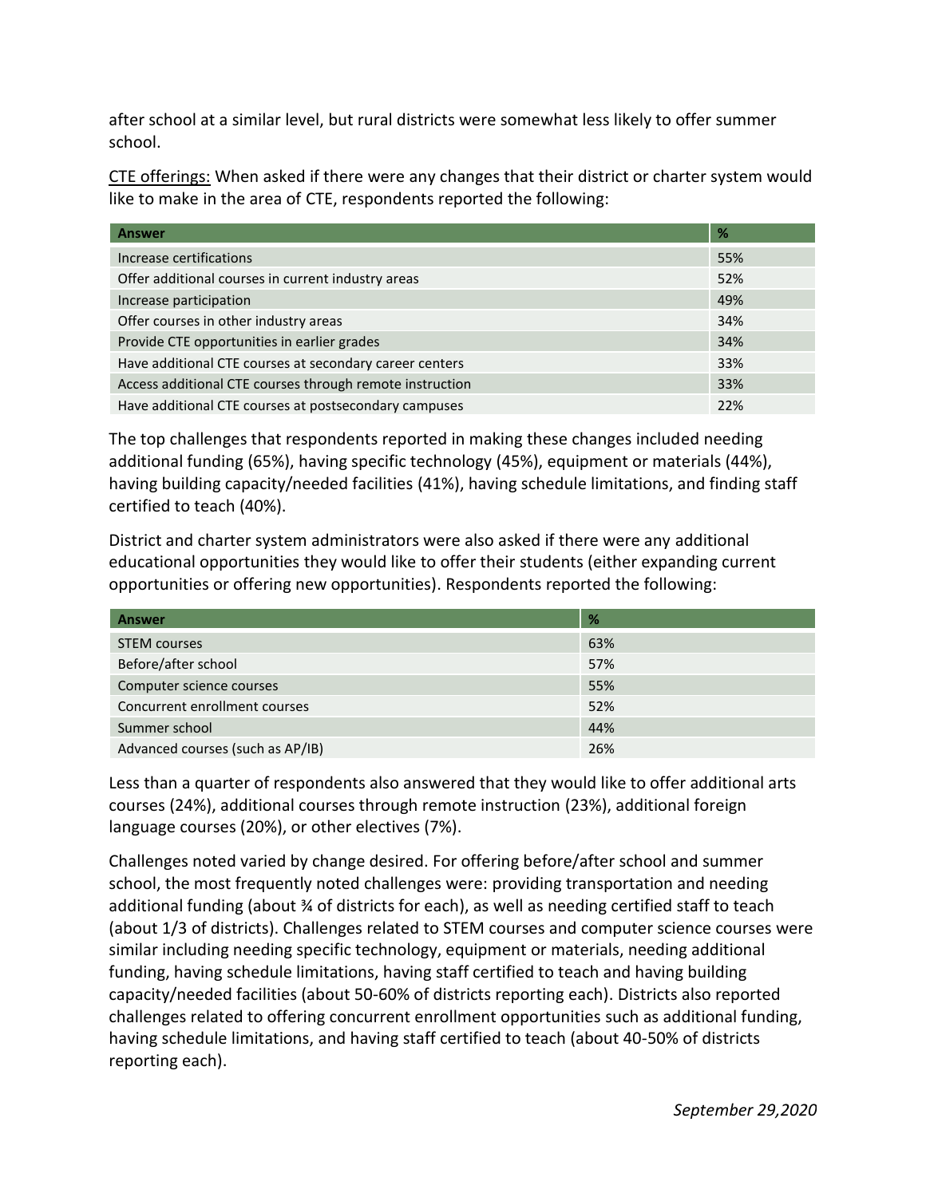after school at a similar level, but rural districts were somewhat less likely to offer summer school.

CTE offerings: When asked if there were any changes that their district or charter system would like to make in the area of CTE, respondents reported the following:

| Answer | % |
|---|---|
| Increase certifications | 55% |
| Offer additional courses in current industry areas | 52% |
| Increase participation | 49% |
| Offer courses in other industry areas | 34% |
| Provide CTE opportunities in earlier grades | 34% |
| Have additional CTE courses at secondary career centers | 33% |
| Access additional CTE courses through remote instruction | 33% |
| Have additional CTE courses at postsecondary campuses | 22% |

The top challenges that respondents reported in making these changes included needing additional funding (65%), having specific technology (45%), equipment or materials (44%), having building capacity/needed facilities (41%), having schedule limitations, and finding staff certified to teach (40%).

District and charter system administrators were also asked if there were any additional educational opportunities they would like to offer their students (either expanding current opportunities or offering new opportunities). Respondents reported the following:

| Answer | % |
|---|---|
| STEM courses | 63% |
| Before/after school | 57% |
| Computer science courses | 55% |
| Concurrent enrollment courses | 52% |
| Summer school | 44% |
| Advanced courses (such as AP/IB) | 26% |

Less than a quarter of respondents also answered that they would like to offer additional arts courses (24%), additional courses through remote instruction (23%), additional foreign language courses (20%), or other electives (7%).

Challenges noted varied by change desired. For offering before/after school and summer school, the most frequently noted challenges were: providing transportation and needing additional funding (about ¾ of districts for each), as well as needing certified staff to teach (about 1/3 of districts). Challenges related to STEM courses and computer science courses were similar including needing specific technology, equipment or materials, needing additional funding, having schedule limitations, having staff certified to teach and having building capacity/needed facilities (about 50-60% of districts reporting each). Districts also reported challenges related to offering concurrent enrollment opportunities such as additional funding, having schedule limitations, and having staff certified to teach (about 40-50% of districts reporting each).

*September 29,2020*